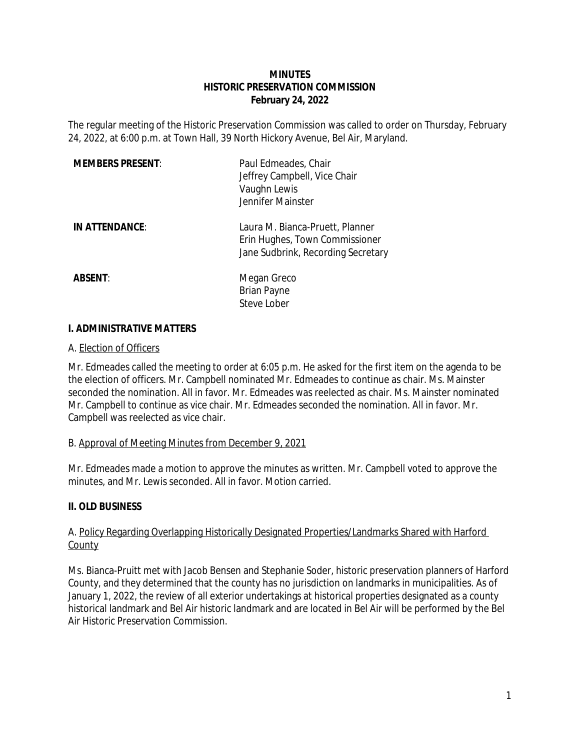**MINUTES**
**HISTORIC PRESERVATION COMMISSION**
**February 24, 2022**

The regular meeting of the Historic Preservation Commission was called to order on Thursday, February 24, 2022, at 6:00 p.m. at Town Hall, 39 North Hickory Avenue, Bel Air, Maryland.

| | |
|---|---|
| **MEMBERS PRESENT**: | Paul Edmeades, Chair<br>Jeffrey Campbell, Vice Chair<br>Vaughn Lewis<br>Jennifer Mainster |
| **IN ATTENDANCE**: | Laura M. Bianca-Pruett, Planner<br>Erin Hughes, Town Commissioner<br>Jane Sudbrink, Recording Secretary |
| **ABSENT**: | Megan Greco<br>Brian Payne<br>Steve Lober |

## I. ADMINISTRATIVE MATTERS

A. Election of Officers

Mr. Edmeades called the meeting to order at 6:05 p.m. He asked for the first item on the agenda to be the election of officers. Mr. Campbell nominated Mr. Edmeades to continue as chair. Ms. Mainster seconded the nomination. All in favor. Mr. Edmeades was reelected as chair. Ms. Mainster nominated Mr. Campbell to continue as vice chair. Mr. Edmeades seconded the nomination. All in favor. Mr. Campbell was reelected as vice chair.

B. Approval of Meeting Minutes from December 9, 2021

Mr. Edmeades made a motion to approve the minutes as written. Mr. Campbell voted to approve the minutes, and Mr. Lewis seconded. All in favor. Motion carried.

## II. OLD BUSINESS

A. Policy Regarding Overlapping Historically Designated Properties/Landmarks Shared with Harford County

Ms. Bianca-Pruitt met with Jacob Bensen and Stephanie Soder, historic preservation planners of Harford County, and they determined that the county has no jurisdiction on landmarks in municipalities. As of January 1, 2022, the review of all exterior undertakings at historical properties designated as a county historical landmark and Bel Air historic landmark and are located in Bel Air will be performed by the Bel Air Historic Preservation Commission.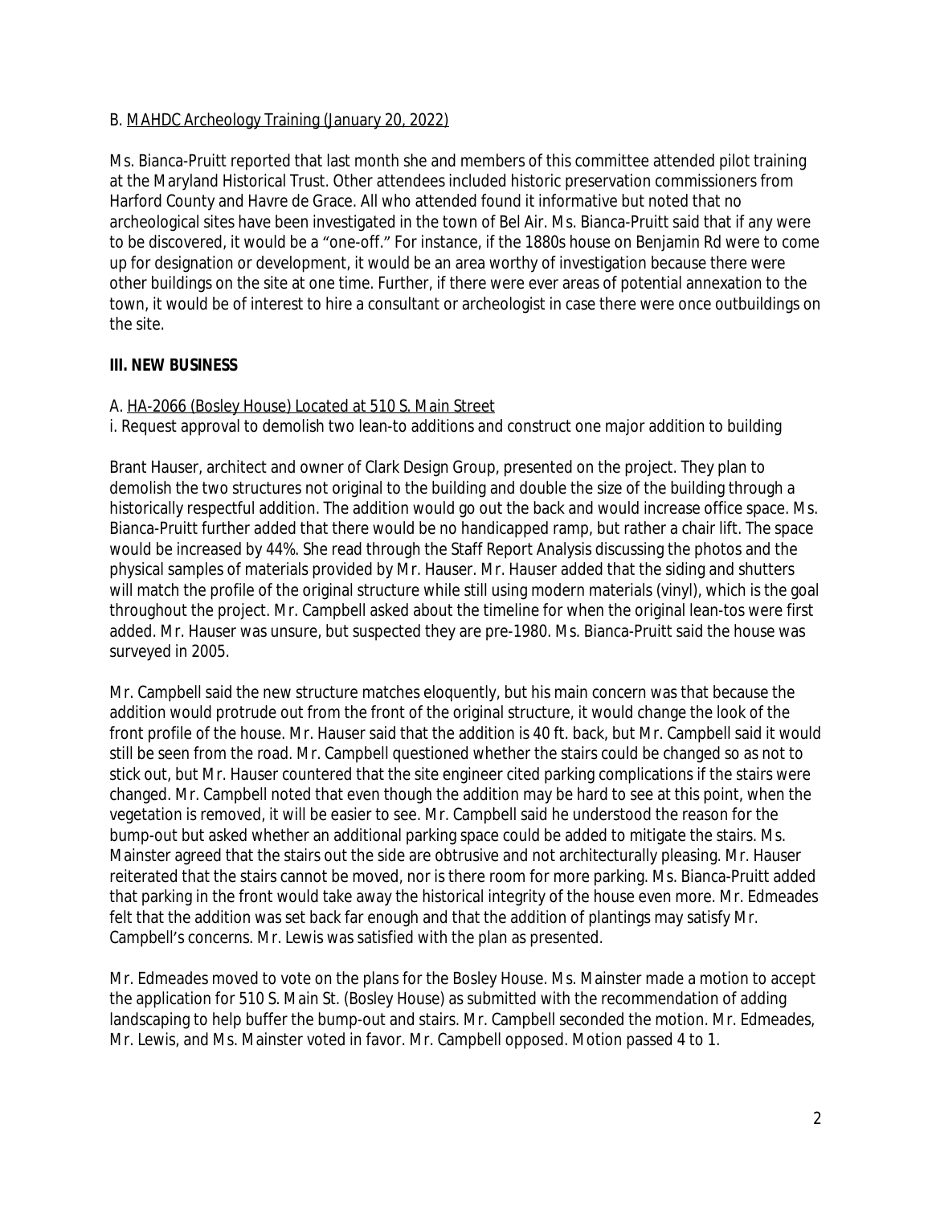B. MAHDC Archeology Training (January 20, 2022)

Ms. Bianca-Pruitt reported that last month she and members of this committee attended pilot training at the Maryland Historical Trust. Other attendees included historic preservation commissioners from Harford County and Havre de Grace. All who attended found it informative but noted that no archeological sites have been investigated in the town of Bel Air. Ms. Bianca-Pruitt said that if any were to be discovered, it would be a "one-off." For instance, if the 1880s house on Benjamin Rd were to come up for designation or development, it would be an area worthy of investigation because there were other buildings on the site at one time. Further, if there were ever areas of potential annexation to the town, it would be of interest to hire a consultant or archeologist in case there were once outbuildings on the site.

## III. NEW BUSINESS

A. HA-2066 (Bosley House) Located at 510 S. Main Street

i. Request approval to demolish two lean-to additions and construct one major addition to building

Brant Hauser, architect and owner of Clark Design Group, presented on the project. They plan to demolish the two structures not original to the building and double the size of the building through a historically respectful addition. The addition would go out the back and would increase office space. Ms. Bianca-Pruitt further added that there would be no handicapped ramp, but rather a chair lift. The space would be increased by 44%. She read through the Staff Report Analysis discussing the photos and the physical samples of materials provided by Mr. Hauser. Mr. Hauser added that the siding and shutters will match the profile of the original structure while still using modern materials (vinyl), which is the goal throughout the project. Mr. Campbell asked about the timeline for when the original lean-tos were first added. Mr. Hauser was unsure, but suspected they are pre-1980. Ms. Bianca-Pruitt said the house was surveyed in 2005.

Mr. Campbell said the new structure matches eloquently, but his main concern was that because the addition would protrude out from the front of the original structure, it would change the look of the front profile of the house. Mr. Hauser said that the addition is 40 ft. back, but Mr. Campbell said it would still be seen from the road. Mr. Campbell questioned whether the stairs could be changed so as not to stick out, but Mr. Hauser countered that the site engineer cited parking complications if the stairs were changed. Mr. Campbell noted that even though the addition may be hard to see at this point, when the vegetation is removed, it will be easier to see. Mr. Campbell said he understood the reason for the bump-out but asked whether an additional parking space could be added to mitigate the stairs. Ms. Mainster agreed that the stairs out the side are obtrusive and not architecturally pleasing. Mr. Hauser reiterated that the stairs cannot be moved, nor is there room for more parking. Ms. Bianca-Pruitt added that parking in the front would take away the historical integrity of the house even more. Mr. Edmeades felt that the addition was set back far enough and that the addition of plantings may satisfy Mr. Campbell's concerns. Mr. Lewis was satisfied with the plan as presented.

Mr. Edmeades moved to vote on the plans for the Bosley House. Ms. Mainster made a motion to accept the application for 510 S. Main St. (Bosley House) as submitted with the recommendation of adding landscaping to help buffer the bump-out and stairs. Mr. Campbell seconded the motion. Mr. Edmeades, Mr. Lewis, and Ms. Mainster voted in favor. Mr. Campbell opposed. Motion passed 4 to 1.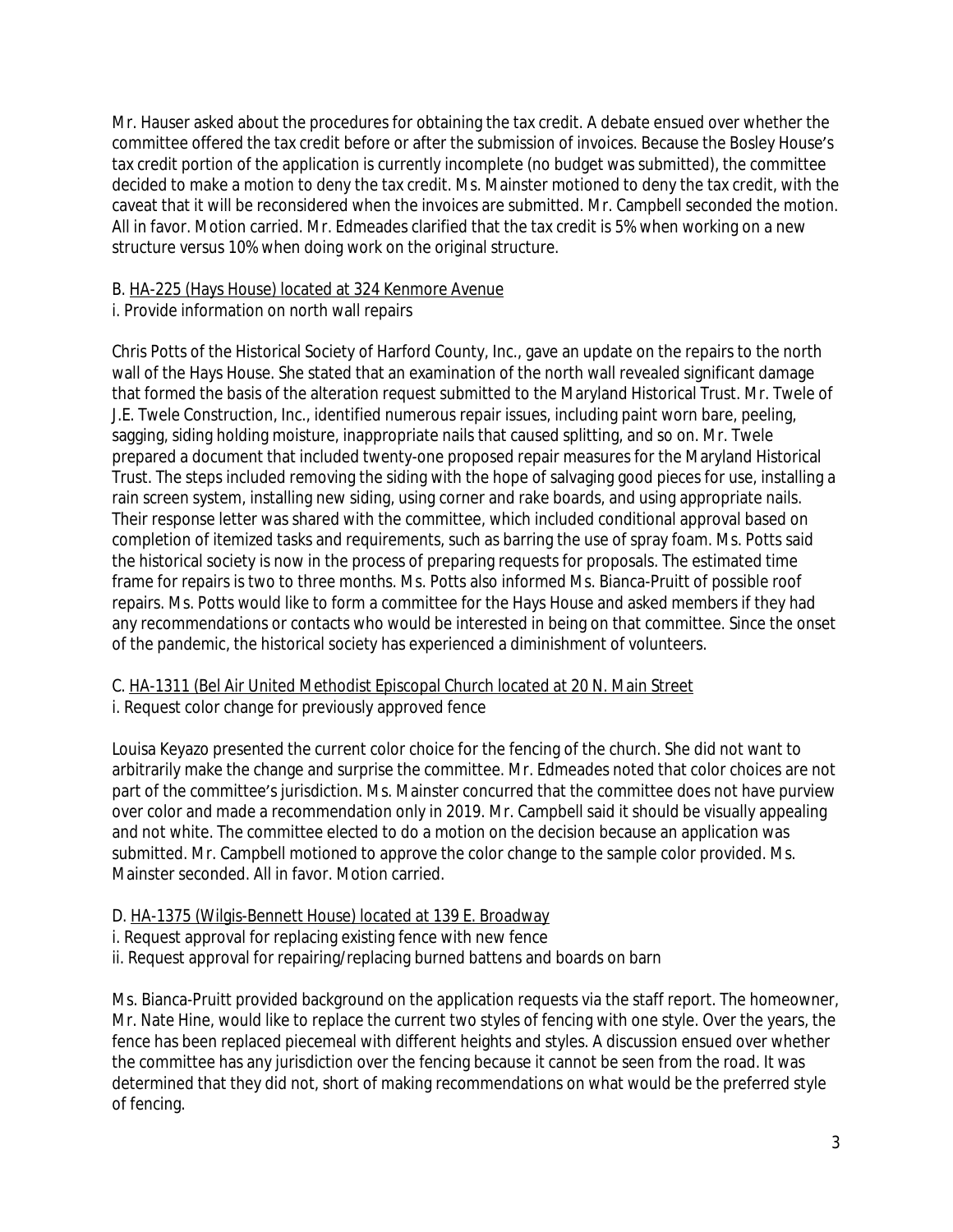Mr. Hauser asked about the procedures for obtaining the tax credit. A debate ensued over whether the committee offered the tax credit before or after the submission of invoices. Because the Bosley House's tax credit portion of the application is currently incomplete (no budget was submitted), the committee decided to make a motion to deny the tax credit. Ms. Mainster motioned to deny the tax credit, with the caveat that it will be reconsidered when the invoices are submitted. Mr. Campbell seconded the motion. All in favor. Motion carried. Mr. Edmeades clarified that the tax credit is 5% when working on a new structure versus 10% when doing work on the original structure.

B. HA-225 (Hays House) located at 324 Kenmore Avenue

i. Provide information on north wall repairs

Chris Potts of the Historical Society of Harford County, Inc., gave an update on the repairs to the north wall of the Hays House. She stated that an examination of the north wall revealed significant damage that formed the basis of the alteration request submitted to the Maryland Historical Trust. Mr. Twele of J.E. Twele Construction, Inc., identified numerous repair issues, including paint worn bare, peeling, sagging, siding holding moisture, inappropriate nails that caused splitting, and so on. Mr. Twele prepared a document that included twenty-one proposed repair measures for the Maryland Historical Trust. The steps included removing the siding with the hope of salvaging good pieces for use, installing a rain screen system, installing new siding, using corner and rake boards, and using appropriate nails. Their response letter was shared with the committee, which included conditional approval based on completion of itemized tasks and requirements, such as barring the use of spray foam. Ms. Potts said the historical society is now in the process of preparing requests for proposals. The estimated time frame for repairs is two to three months. Ms. Potts also informed Ms. Bianca-Pruitt of possible roof repairs. Ms. Potts would like to form a committee for the Hays House and asked members if they had any recommendations or contacts who would be interested in being on that committee. Since the onset of the pandemic, the historical society has experienced a diminishment of volunteers.

C. HA-1311 (Bel Air United Methodist Episcopal Church located at 20 N. Main Street

i. Request color change for previously approved fence

Louisa Keyazo presented the current color choice for the fencing of the church. She did not want to arbitrarily make the change and surprise the committee. Mr. Edmeades noted that color choices are not part of the committee's jurisdiction. Ms. Mainster concurred that the committee does not have purview over color and made a recommendation only in 2019. Mr. Campbell said it should be visually appealing and not white. The committee elected to do a motion on the decision because an application was submitted. Mr. Campbell motioned to approve the color change to the sample color provided. Ms. Mainster seconded. All in favor. Motion carried.

D. HA-1375 (Wilgis-Bennett House) located at 139 E. Broadway

i. Request approval for replacing existing fence with new fence

ii. Request approval for repairing/replacing burned battens and boards on barn

Ms. Bianca-Pruitt provided background on the application requests via the staff report. The homeowner, Mr. Nate Hine, would like to replace the current two styles of fencing with one style. Over the years, the fence has been replaced piecemeal with different heights and styles. A discussion ensued over whether the committee has any jurisdiction over the fencing because it cannot be seen from the road. It was determined that they did not, short of making recommendations on what would be the preferred style of fencing.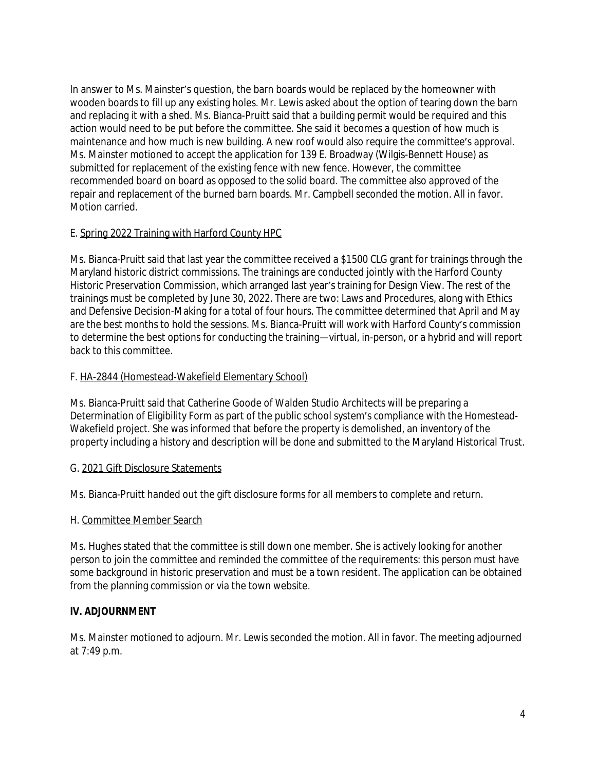In answer to Ms. Mainster's question, the barn boards would be replaced by the homeowner with wooden boards to fill up any existing holes. Mr. Lewis asked about the option of tearing down the barn and replacing it with a shed. Ms. Bianca-Pruitt said that a building permit would be required and this action would need to be put before the committee. She said it becomes a question of how much is maintenance and how much is new building. A new roof would also require the committee's approval. Ms. Mainster motioned to accept the application for 139 E. Broadway (Wilgis-Bennett House) as submitted for replacement of the existing fence with new fence. However, the committee recommended board on board as opposed to the solid board. The committee also approved of the repair and replacement of the burned barn boards. Mr. Campbell seconded the motion. All in favor. Motion carried.

E. Spring 2022 Training with Harford County HPC

Ms. Bianca-Pruitt said that last year the committee received a $1500 CLG grant for trainings through the Maryland historic district commissions. The trainings are conducted jointly with the Harford County Historic Preservation Commission, which arranged last year's training for Design View. The rest of the trainings must be completed by June 30, 2022. There are two: Laws and Procedures, along with Ethics and Defensive Decision-Making for a total of four hours. The committee determined that April and May are the best months to hold the sessions. Ms. Bianca-Pruitt will work with Harford County's commission to determine the best options for conducting the training—virtual, in-person, or a hybrid and will report back to this committee.

F. HA-2844 (Homestead-Wakefield Elementary School)

Ms. Bianca-Pruitt said that Catherine Goode of Walden Studio Architects will be preparing a Determination of Eligibility Form as part of the public school system's compliance with the Homestead-Wakefield project. She was informed that before the property is demolished, an inventory of the property including a history and description will be done and submitted to the Maryland Historical Trust.

G. 2021 Gift Disclosure Statements

Ms. Bianca-Pruitt handed out the gift disclosure forms for all members to complete and return.

H. Committee Member Search

Ms. Hughes stated that the committee is still down one member. She is actively looking for another person to join the committee and reminded the committee of the requirements: this person must have some background in historic preservation and must be a town resident. The application can be obtained from the planning commission or via the town website.

**IV. ADJOURNMENT**

Ms. Mainster motioned to adjourn. Mr. Lewis seconded the motion. All in favor. The meeting adjourned at 7:49 p.m.